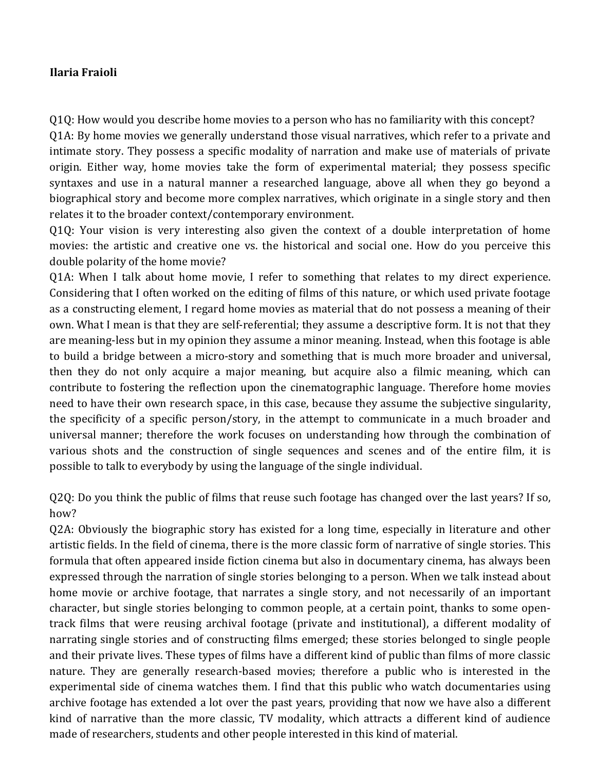**Ilaria Fraioli**

Q1Q: How would you describe home movies to a person who has no familiarity with this concept?

Q1A: By home movies we generally understand those visual narratives, which refer to a private and intimate story. They possess a specific modality of narration and make use of materials of private origin. Either way, home movies take the form of experimental material; they possess specific syntaxes and use in a natural manner a researched language, above all when they go beyond a biographical story and become more complex narratives, which originate in a single story and then relates it to the broader context/contemporary environment.

Q1Q: Your vision is very interesting also given the context of a double interpretation of home movies: the artistic and creative one vs. the historical and social one. How do you perceive this double polarity of the home movie?

Q1A: When I talk about home movie, I refer to something that relates to my direct experience. Considering that I often worked on the editing of films of this nature, or which used private footage as a constructing element, I regard home movies as material that do not possess a meaning of their own. What I mean is that they are self-referential; they assume a descriptive form. It is not that they are meaning-less but in my opinion they assume a minor meaning. Instead, when this footage is able to build a bridge between a micro-story and something that is much more broader and universal, then they do not only acquire a major meaning, but acquire also a filmic meaning, which can contribute to fostering the reflection upon the cinematographic language. Therefore home movies need to have their own research space, in this case, because they assume the subjective singularity, the specificity of a specific person/story, in the attempt to communicate in a much broader and universal manner; therefore the work focuses on understanding how through the combination of various shots and the construction of single sequences and scenes and of the entire film, it is possible to talk to everybody by using the language of the single individual.

Q2Q: Do you think the public of films that reuse such footage has changed over the last years? If so, how?

Q2A: Obviously the biographic story has existed for a long time, especially in literature and other artistic fields. In the field of cinema, there is the more classic form of narrative of single stories. This formula that often appeared inside fiction cinema but also in documentary cinema, has always been expressed through the narration of single stories belonging to a person. When we talk instead about home movie or archive footage, that narrates a single story, and not necessarily of an important character, but single stories belonging to common people, at a certain point, thanks to some open-track films that were reusing archival footage (private and institutional), a different modality of narrating single stories and of constructing films emerged; these stories belonged to single people and their private lives. These types of films have a different kind of public than films of more classic nature. They are generally research-based movies; therefore a public who is interested in the experimental side of cinema watches them. I find that this public who watch documentaries using archive footage has extended a lot over the past years, providing that now we have also a different kind of narrative than the more classic, TV modality, which attracts a different kind of audience made of researchers, students and other people interested in this kind of material.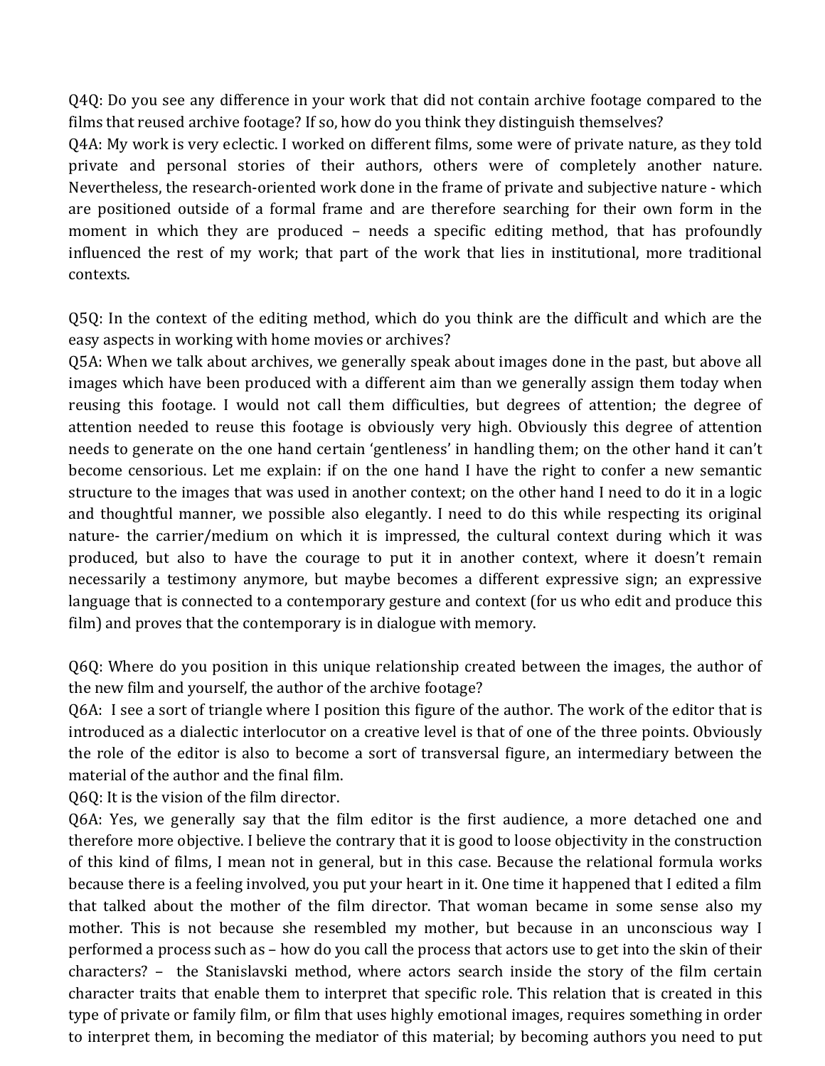Q4Q: Do you see any difference in your work that did not contain archive footage compared to the films that reused archive footage? If so, how do you think they distinguish themselves?

Q4A: My work is very eclectic. I worked on different films, some were of private nature, as they told private and personal stories of their authors, others were of completely another nature. Nevertheless, the research-oriented work done in the frame of private and subjective nature - which are positioned outside of a formal frame and are therefore searching for their own form in the moment in which they are produced – needs a specific editing method, that has profoundly influenced the rest of my work; that part of the work that lies in institutional, more traditional contexts.

Q5Q: In the context of the editing method, which do you think are the difficult and which are the easy aspects in working with home movies or archives?

Q5A: When we talk about archives, we generally speak about images done in the past, but above all images which have been produced with a different aim than we generally assign them today when reusing this footage. I would not call them difficulties, but degrees of attention; the degree of attention needed to reuse this footage is obviously very high. Obviously this degree of attention needs to generate on the one hand certain 'gentleness' in handling them; on the other hand it can't become censorious. Let me explain: if on the one hand I have the right to confer a new semantic structure to the images that was used in another context; on the other hand I need to do it in a logic and thoughtful manner, we possible also elegantly. I need to do this while respecting its original nature- the carrier/medium on which it is impressed, the cultural context during which it was produced, but also to have the courage to put it in another context, where it doesn't remain necessarily a testimony anymore, but maybe becomes a different expressive sign; an expressive language that is connected to a contemporary gesture and context (for us who edit and produce this film) and proves that the contemporary is in dialogue with memory.

Q6Q: Where do you position in this unique relationship created between the images, the author of the new film and yourself, the author of the archive footage?

Q6A: I see a sort of triangle where I position this figure of the author. The work of the editor that is introduced as a dialectic interlocutor on a creative level is that of one of the three points. Obviously the role of the editor is also to become a sort of transversal figure, an intermediary between the material of the author and the final film.

Q6Q: It is the vision of the film director.

Q6A: Yes, we generally say that the film editor is the first audience, a more detached one and therefore more objective. I believe the contrary that it is good to loose objectivity in the construction of this kind of films, I mean not in general, but in this case. Because the relational formula works because there is a feeling involved, you put your heart in it. One time it happened that I edited a film that talked about the mother of the film director. That woman became in some sense also my mother. This is not because she resembled my mother, but because in an unconscious way I performed a process such as – how do you call the process that actors use to get into the skin of their characters? – the Stanislavski method, where actors search inside the story of the film certain character traits that enable them to interpret that specific role. This relation that is created in this type of private or family film, or film that uses highly emotional images, requires something in order to interpret them, in becoming the mediator of this material; by becoming authors you need to put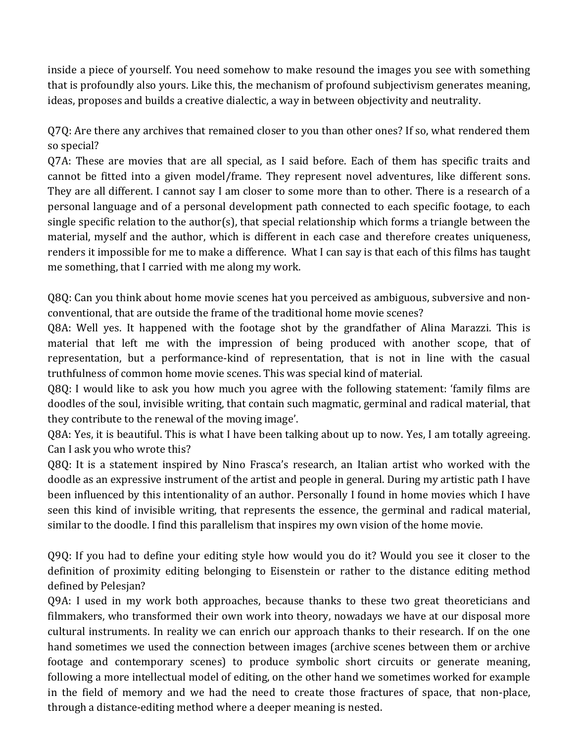inside a piece of yourself. You need somehow to make resound the images you see with something that is profoundly also yours. Like this, the mechanism of profound subjectivism generates meaning, ideas, proposes and builds a creative dialectic, a way in between objectivity and neutrality.

Q7Q: Are there any archives that remained closer to you than other ones? If so, what rendered them so special?
Q7A: These are movies that are all special, as I said before. Each of them has specific traits and cannot be fitted into a given model/frame. They represent novel adventures, like different sons. They are all different. I cannot say I am closer to some more than to other. There is a research of a personal language and of a personal development path connected to each specific footage, to each single specific relation to the author(s), that special relationship which forms a triangle between the material, myself and the author, which is different in each case and therefore creates uniqueness, renders it impossible for me to make a difference. What I can say is that each of this films has taught me something, that I carried with me along my work.

Q8Q: Can you think about home movie scenes hat you perceived as ambiguous, subversive and non-conventional, that are outside the frame of the traditional home movie scenes?
Q8A: Well yes. It happened with the footage shot by the grandfather of Alina Marazzi. This is material that left me with the impression of being produced with another scope, that of representation, but a performance-kind of representation, that is not in line with the casual truthfulness of common home movie scenes. This was special kind of material.
Q8Q: I would like to ask you how much you agree with the following statement: 'family films are doodles of the soul, invisible writing, that contain such magmatic, germinal and radical material, that they contribute to the renewal of the moving image'.
Q8A: Yes, it is beautiful. This is what I have been talking about up to now. Yes, I am totally agreeing. Can I ask you who wrote this?
Q8Q: It is a statement inspired by Nino Frasca's research, an Italian artist who worked with the doodle as an expressive instrument of the artist and people in general. During my artistic path I have been influenced by this intentionality of an author. Personally I found in home movies which I have seen this kind of invisible writing, that represents the essence, the germinal and radical material, similar to the doodle. I find this parallelism that inspires my own vision of the home movie.

Q9Q: If you had to define your editing style how would you do it? Would you see it closer to the definition of proximity editing belonging to Eisenstein or rather to the distance editing method defined by Pelesjan?
Q9A: I used in my work both approaches, because thanks to these two great theoreticians and filmmakers, who transformed their own work into theory, nowadays we have at our disposal more cultural instruments. In reality we can enrich our approach thanks to their research. If on the one hand sometimes we used the connection between images (archive scenes between them or archive footage and contemporary scenes) to produce symbolic short circuits or generate meaning, following a more intellectual model of editing, on the other hand we sometimes worked for example in the field of memory and we had the need to create those fractures of space, that non-place, through a distance-editing method where a deeper meaning is nested.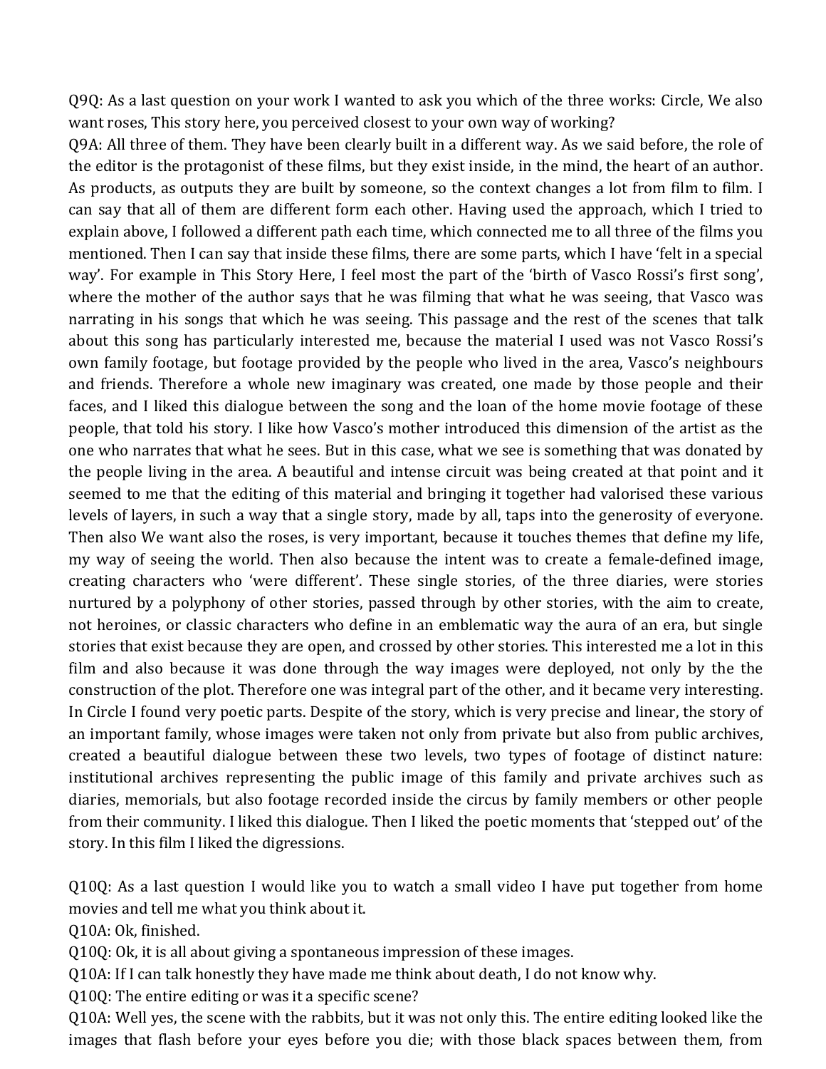Q9Q: As a last question on your work I wanted to ask you which of the three works: Circle, We also want roses, This story here, you perceived closest to your own way of working?

Q9A: All three of them. They have been clearly built in a different way. As we said before, the role of the editor is the protagonist of these films, but they exist inside, in the mind, the heart of an author. As products, as outputs they are built by someone, so the context changes a lot from film to film. I can say that all of them are different form each other. Having used the approach, which I tried to explain above, I followed a different path each time, which connected me to all three of the films you mentioned. Then I can say that inside these films, there are some parts, which I have 'felt in a special way'. For example in This Story Here, I feel most the part of the 'birth of Vasco Rossi's first song', where the mother of the author says that he was filming that what he was seeing, that Vasco was narrating in his songs that which he was seeing. This passage and the rest of the scenes that talk about this song has particularly interested me, because the material I used was not Vasco Rossi's own family footage, but footage provided by the people who lived in the area, Vasco's neighbours and friends. Therefore a whole new imaginary was created, one made by those people and their faces, and I liked this dialogue between the song and the loan of the home movie footage of these people, that told his story. I like how Vasco's mother introduced this dimension of the artist as the one who narrates that what he sees. But in this case, what we see is something that was donated by the people living in the area. A beautiful and intense circuit was being created at that point and it seemed to me that the editing of this material and bringing it together had valorised these various levels of layers, in such a way that a single story, made by all, taps into the generosity of everyone. Then also We want also the roses, is very important, because it touches themes that define my life, my way of seeing the world. Then also because the intent was to create a female-defined image, creating characters who 'were different'. These single stories, of the three diaries, were stories nurtured by a polyphony of other stories, passed through by other stories, with the aim to create, not heroines, or classic characters who define in an emblematic way the aura of an era, but single stories that exist because they are open, and crossed by other stories. This interested me a lot in this film and also because it was done through the way images were deployed, not only by the the construction of the plot. Therefore one was integral part of the other, and it became very interesting. In Circle I found very poetic parts. Despite of the story, which is very precise and linear, the story of an important family, whose images were taken not only from private but also from public archives, created a beautiful dialogue between these two levels, two types of footage of distinct nature: institutional archives representing the public image of this family and private archives such as diaries, memorials, but also footage recorded inside the circus by family members or other people from their community. I liked this dialogue. Then I liked the poetic moments that 'stepped out' of the story. In this film I liked the digressions.

Q10Q: As a last question I would like you to watch a small video I have put together from home movies and tell me what you think about it.

Q10A: Ok, finished.

Q10Q: Ok, it is all about giving a spontaneous impression of these images.

Q10A: If I can talk honestly they have made me think about death, I do not know why.

Q10Q: The entire editing or was it a specific scene?

Q10A: Well yes, the scene with the rabbits, but it was not only this. The entire editing looked like the images that flash before your eyes before you die; with those black spaces between them, from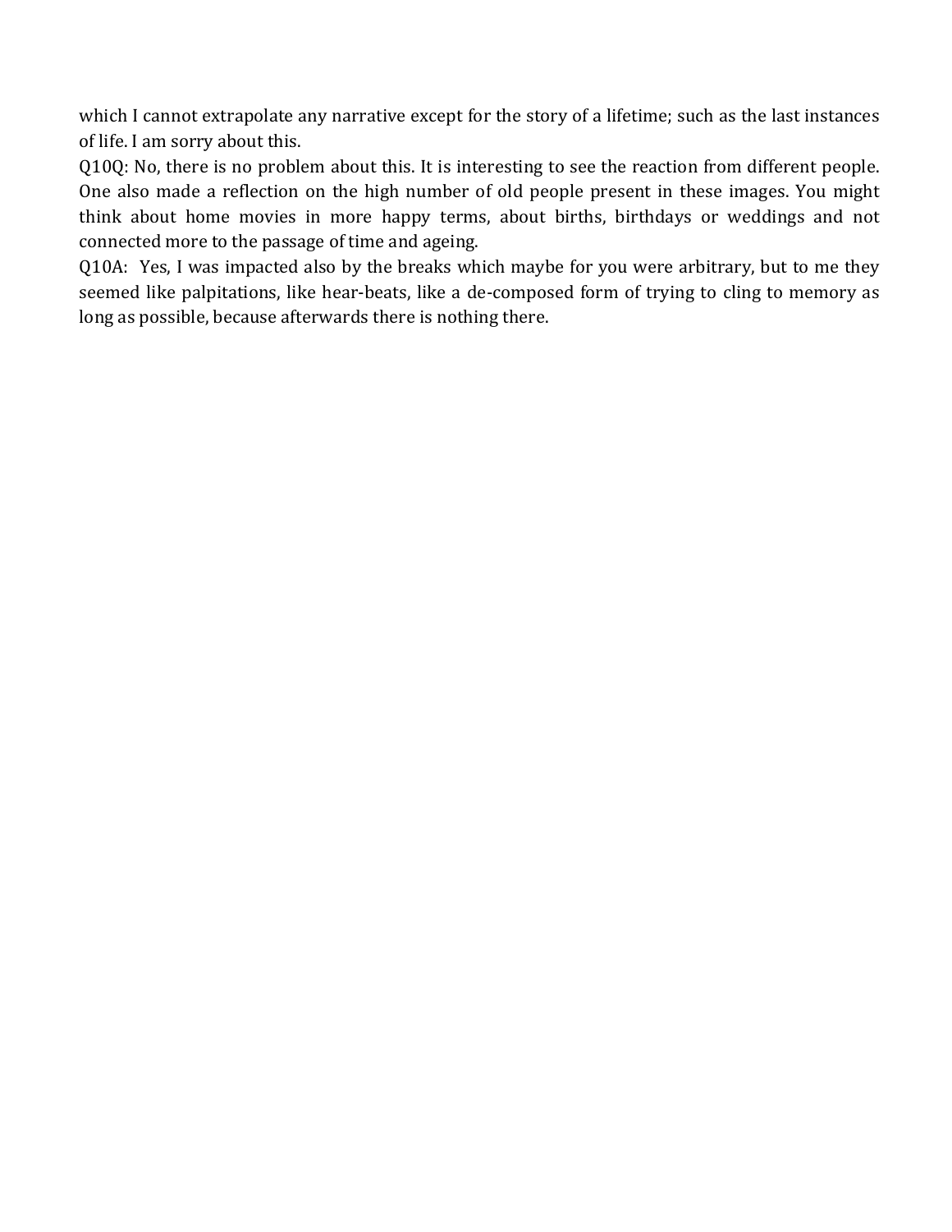which I cannot extrapolate any narrative except for the story of a lifetime; such as the last instances of life. I am sorry about this.

Q10Q: No, there is no problem about this. It is interesting to see the reaction from different people. One also made a reflection on the high number of old people present in these images. You might think about home movies in more happy terms, about births, birthdays or weddings and not connected more to the passage of time and ageing.

Q10A: Yes, I was impacted also by the breaks which maybe for you were arbitrary, but to me they seemed like palpitations, like hear-beats, like a de-composed form of trying to cling to memory as long as possible, because afterwards there is nothing there.